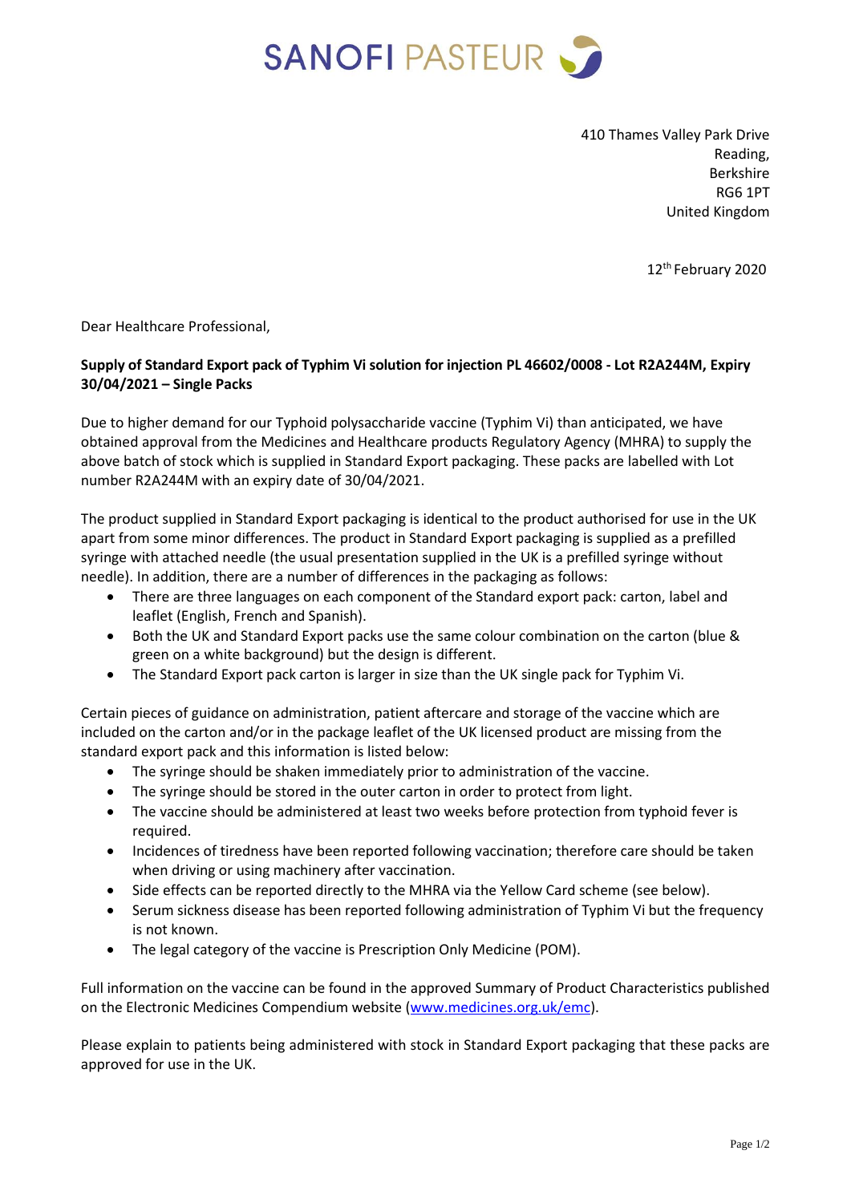SANOFI PASTEUR

410 Thames Valley Park Drive
Reading,
Berkshire
RG6 1PT
United Kingdom

12th February 2020

Dear Healthcare Professional,

**Supply of Standard Export pack of Typhim Vi solution for injection PL 46602/0008 - Lot R2A244M, Expiry 30/04/2021 – Single Packs**

Due to higher demand for our Typhoid polysaccharide vaccine (Typhim Vi) than anticipated, we have obtained approval from the Medicines and Healthcare products Regulatory Agency (MHRA) to supply the above batch of stock which is supplied in Standard Export packaging. These packs are labelled with Lot number R2A244M with an expiry date of 30/04/2021.

The product supplied in Standard Export packaging is identical to the product authorised for use in the UK apart from some minor differences. The product in Standard Export packaging is supplied as a prefilled syringe with attached needle (the usual presentation supplied in the UK is a prefilled syringe without needle). In addition, there are a number of differences in the packaging as follows:

- There are three languages on each component of the Standard export pack: carton, label and leaflet (English, French and Spanish).
- Both the UK and Standard Export packs use the same colour combination on the carton (blue & green on a white background) but the design is different.
- The Standard Export pack carton is larger in size than the UK single pack for Typhim Vi.

Certain pieces of guidance on administration, patient aftercare and storage of the vaccine which are included on the carton and/or in the package leaflet of the UK licensed product are missing from the standard export pack and this information is listed below:

- The syringe should be shaken immediately prior to administration of the vaccine.
- The syringe should be stored in the outer carton in order to protect from light.
- The vaccine should be administered at least two weeks before protection from typhoid fever is required.
- Incidences of tiredness have been reported following vaccination; therefore care should be taken when driving or using machinery after vaccination.
- Side effects can be reported directly to the MHRA via the Yellow Card scheme (see below).
- Serum sickness disease has been reported following administration of Typhim Vi but the frequency is not known.
- The legal category of the vaccine is Prescription Only Medicine (POM).

Full information on the vaccine can be found in the approved Summary of Product Characteristics published on the Electronic Medicines Compendium website (www.medicines.org.uk/emc).

Please explain to patients being administered with stock in Standard Export packaging that these packs are approved for use in the UK.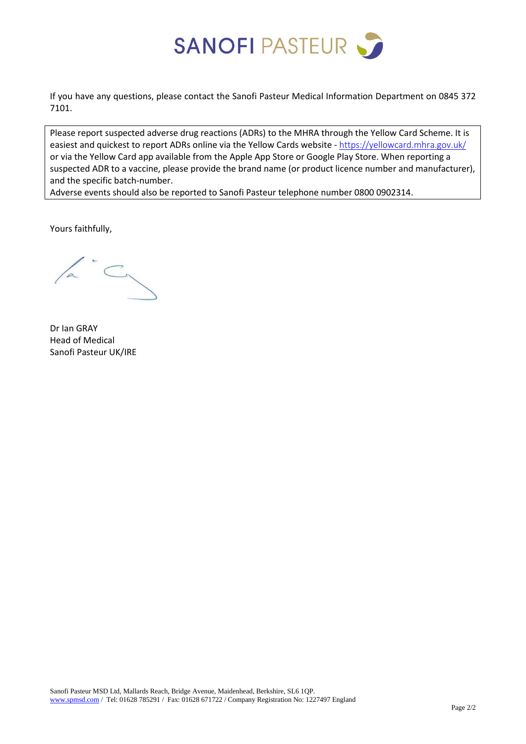**SANOFI PASTEUR**

If you have any questions, please contact the Sanofi Pasteur Medical Information Department on 0845 372 7101.

> Please report suspected adverse drug reactions (ADRs) to the MHRA through the Yellow Card Scheme. It is easiest and quickest to report ADRs online via the Yellow Cards website - https://yellowcard.mhra.gov.uk/ or via the Yellow Card app available from the Apple App Store or Google Play Store. When reporting a suspected ADR to a vaccine, please provide the brand name (or product licence number and manufacturer), and the specific batch-number.
> Adverse events should also be reported to Sanofi Pasteur telephone number 0800 0902314.

Yours faithfully,

Dr Ian GRAY
Head of Medical
Sanofi Pasteur UK/IRE

Sanofi Pasteur MSD Ltd, Mallards Reach, Bridge Avenue, Maidenhead, Berkshire, SL6 1QP.
www.spmsd.com / Tel: 01628 785291 / Fax: 01628 671722 / Company Registration No: 1227497 England